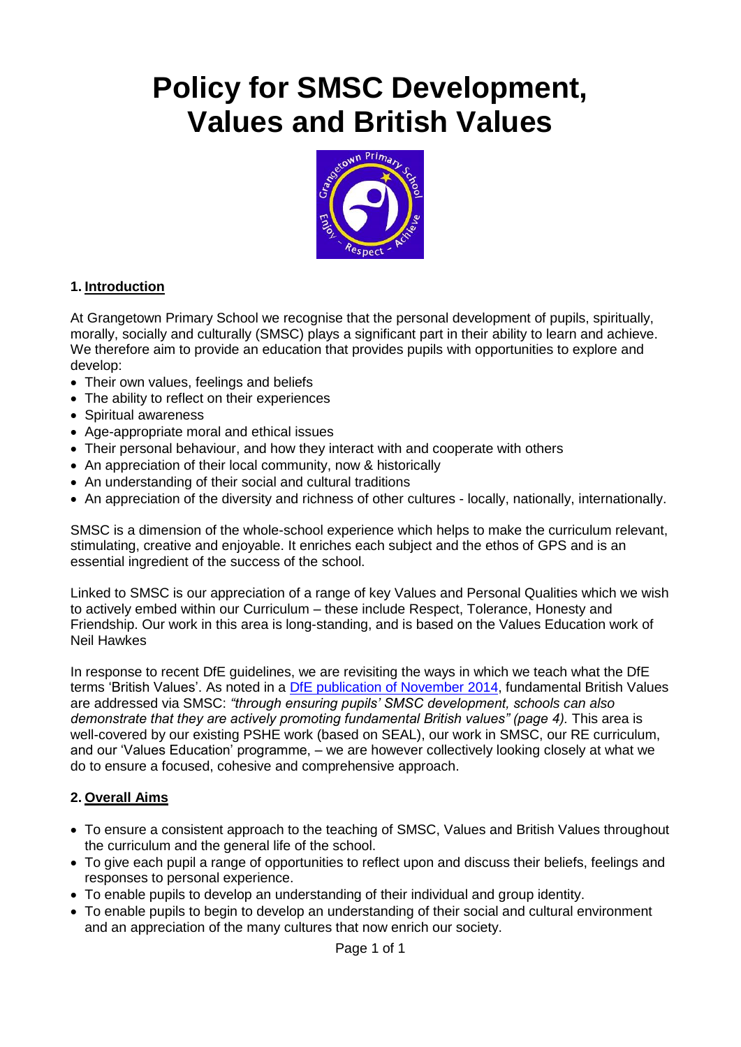# Policy for SMSC Development, Values and British Values

## 1. Introduction

At Grangetown Primary School we recognise that the personal development of pupils, spiritually, morally, socially and culturally (SMSC) plays a significant part in their ability to learn and achieve. We therefore aim to provide an education that provides pupils with opportunities to explore and develop:

- Their own values, feelings and beliefs
- The ability to reflect on their experiences
- Spiritual awareness
- Age-appropriate moral and ethical issues
- Their personal behaviour, and how they interact with and cooperate with others
- An appreciation of their local community, now & historically
- An understanding of their social and cultural traditions
- An appreciation of the diversity and richness of other cultures - locally, nationally, internationally.

SMSC is a dimension of the whole-school experience which helps to make the curriculum relevant, stimulating, creative and enjoyable. It enriches each subject and the ethos of GPS and is an essential ingredient of the success of the school.

Linked to SMSC is our appreciation of a range of key Values and Personal Qualities which we wish to actively embed within our Curriculum – these include Respect, Tolerance, Honesty and Friendship. Our work in this area is long-standing, and is based on the Values Education work of Neil Hawkes

In response to recent DfE guidelines, we are revisiting the ways in which we teach what the DfE terms 'British Values'. As noted in a DfE publication of November 2014, fundamental British Values are addressed via SMSC: *"through ensuring pupils' SMSC development, schools can also demonstrate that they are actively promoting fundamental British values" (page 4).* This area is well-covered by our existing PSHE work (based on SEAL), our work in SMSC, our RE curriculum, and our 'Values Education' programme, – we are however collectively looking closely at what we do to ensure a focused, cohesive and comprehensive approach.

## 2. Overall Aims

- To ensure a consistent approach to the teaching of SMSC, Values and British Values throughout the curriculum and the general life of the school.
- To give each pupil a range of opportunities to reflect upon and discuss their beliefs, feelings and responses to personal experience.
- To enable pupils to develop an understanding of their individual and group identity.
- To enable pupils to begin to develop an understanding of their social and cultural environment and an appreciation of the many cultures that now enrich our society.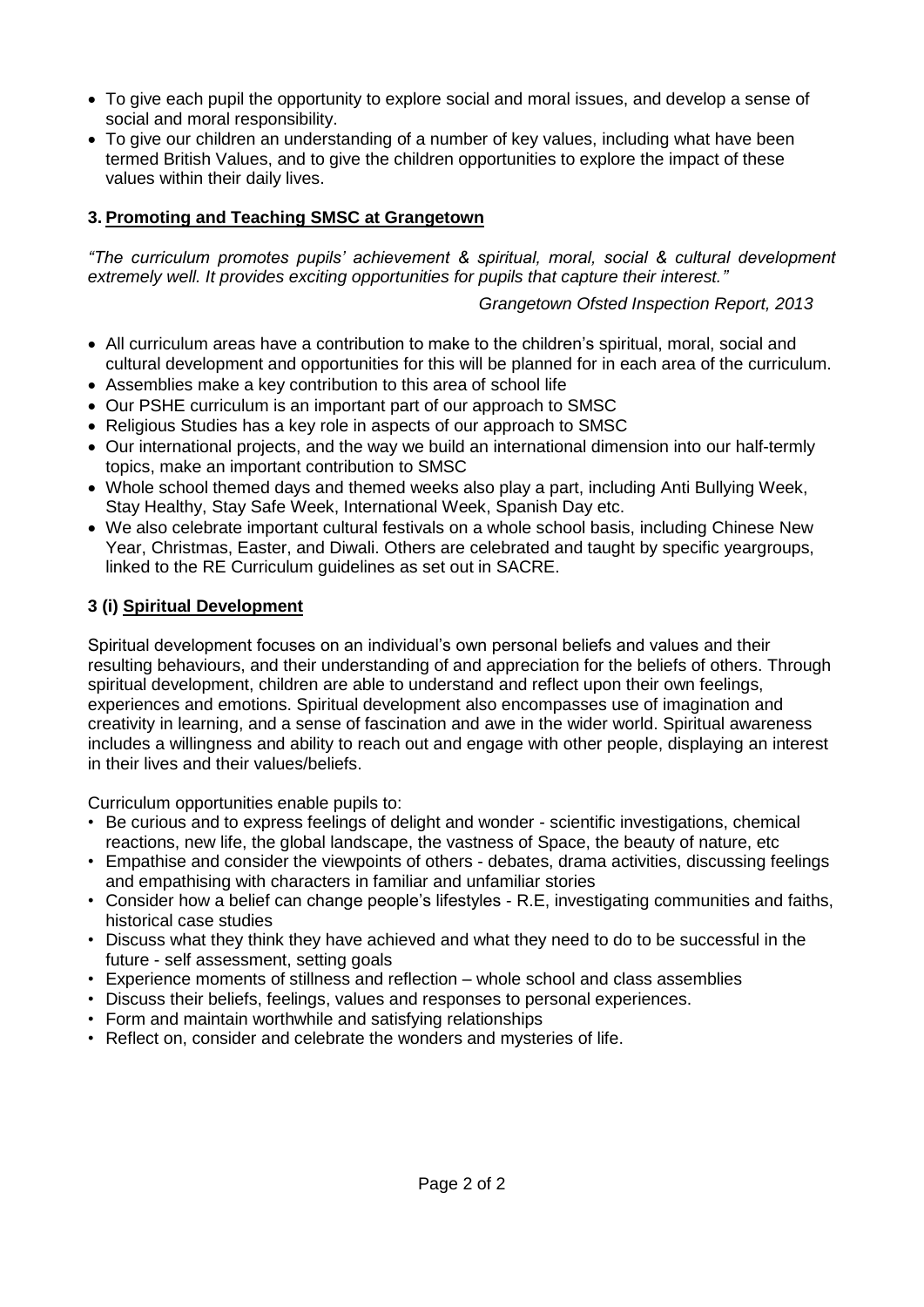- To give each pupil the opportunity to explore social and moral issues, and develop a sense of social and moral responsibility.
- To give our children an understanding of a number of key values, including what have been termed British Values, and to give the children opportunities to explore the impact of these values within their daily lives.

### 3. Promoting and Teaching SMSC at Grangetown

*"The curriculum promotes pupils' achievement & spiritual, moral, social & cultural development extremely well. It provides exciting opportunities for pupils that capture their interest."*

*Grangetown Ofsted Inspection Report, 2013*

- All curriculum areas have a contribution to make to the children's spiritual, moral, social and cultural development and opportunities for this will be planned for in each area of the curriculum.
- Assemblies make a key contribution to this area of school life
- Our PSHE curriculum is an important part of our approach to SMSC
- Religious Studies has a key role in aspects of our approach to SMSC
- Our international projects, and the way we build an international dimension into our half-termly topics, make an important contribution to SMSC
- Whole school themed days and themed weeks also play a part, including Anti Bullying Week, Stay Healthy, Stay Safe Week, International Week, Spanish Day etc.
- We also celebrate important cultural festivals on a whole school basis, including Chinese New Year, Christmas, Easter, and Diwali. Others are celebrated and taught by specific yeargroups, linked to the RE Curriculum guidelines as set out in SACRE.

### 3 (i) Spiritual Development

Spiritual development focuses on an individual's own personal beliefs and values and their resulting behaviours, and their understanding of and appreciation for the beliefs of others. Through spiritual development, children are able to understand and reflect upon their own feelings, experiences and emotions. Spiritual development also encompasses use of imagination and creativity in learning, and a sense of fascination and awe in the wider world. Spiritual awareness includes a willingness and ability to reach out and engage with other people, displaying an interest in their lives and their values/beliefs.

Curriculum opportunities enable pupils to:

- Be curious and to express feelings of delight and wonder - scientific investigations, chemical reactions, new life, the global landscape, the vastness of Space, the beauty of nature, etc
- Empathise and consider the viewpoints of others - debates, drama activities, discussing feelings and empathising with characters in familiar and unfamiliar stories
- Consider how a belief can change people's lifestyles - R.E, investigating communities and faiths, historical case studies
- Discuss what they think they have achieved and what they need to do to be successful in the future - self assessment, setting goals
- Experience moments of stillness and reflection – whole school and class assemblies
- Discuss their beliefs, feelings, values and responses to personal experiences.
- Form and maintain worthwhile and satisfying relationships
- Reflect on, consider and celebrate the wonders and mysteries of life.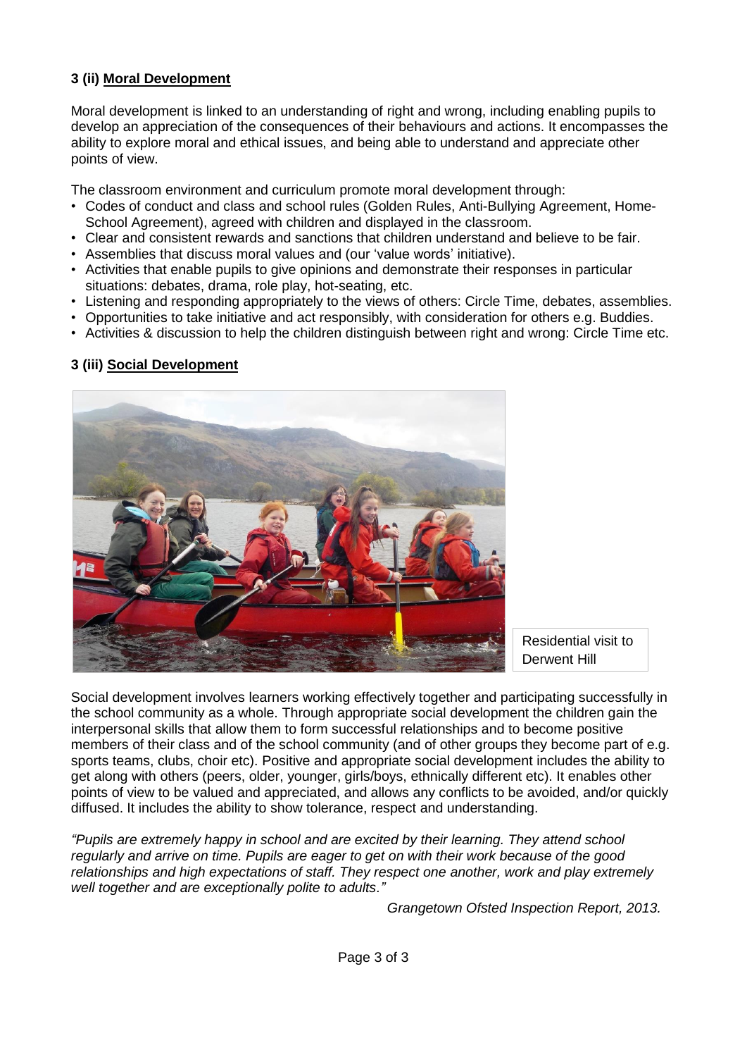### 3 (ii) Moral Development

Moral development is linked to an understanding of right and wrong, including enabling pupils to develop an appreciation of the consequences of their behaviours and actions. It encompasses the ability to explore moral and ethical issues, and being able to understand and appreciate other points of view.

The classroom environment and curriculum promote moral development through:

- Codes of conduct and class and school rules (Golden Rules, Anti-Bullying Agreement, Home-School Agreement), agreed with children and displayed in the classroom.
- Clear and consistent rewards and sanctions that children understand and believe to be fair.
- Assemblies that discuss moral values and (our 'value words' initiative).
- Activities that enable pupils to give opinions and demonstrate their responses in particular situations: debates, drama, role play, hot-seating, etc.
- Listening and responding appropriately to the views of others: Circle Time, debates, assemblies.
- Opportunities to take initiative and act responsibly, with consideration for others e.g. Buddies.
- Activities & discussion to help the children distinguish between right and wrong: Circle Time etc.

### 3 (iii) Social Development

Residential visit to Derwent Hill

Social development involves learners working effectively together and participating successfully in the school community as a whole. Through appropriate social development the children gain the interpersonal skills that allow them to form successful relationships and to become positive members of their class and of the school community (and of other groups they become part of e.g. sports teams, clubs, choir etc). Positive and appropriate social development includes the ability to get along with others (peers, older, younger, girls/boys, ethnically different etc). It enables other points of view to be valued and appreciated, and allows any conflicts to be avoided, and/or quickly diffused. It includes the ability to show tolerance, respect and understanding.

*"Pupils are extremely happy in school and are excited by their learning. They attend school regularly and arrive on time. Pupils are eager to get on with their work because of the good relationships and high expectations of staff. They respect one another, work and play extremely well together and are exceptionally polite to adults."*

*Grangetown Ofsted Inspection Report, 2013.*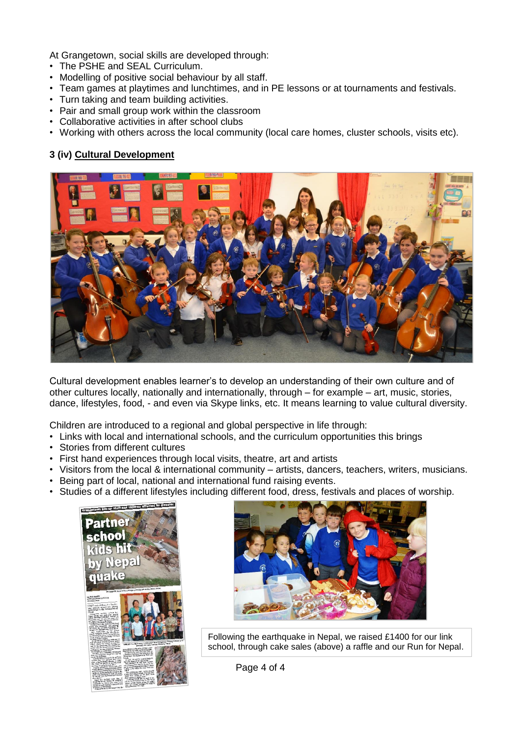At Grangetown, social skills are developed through:

- The PSHE and SEAL Curriculum.
- Modelling of positive social behaviour by all staff.
- Team games at playtimes and lunchtimes, and in PE lessons or at tournaments and festivals.
- Turn taking and team building activities.
- Pair and small group work within the classroom
- Collaborative activities in after school clubs
- Working with others across the local community (local care homes, cluster schools, visits etc).

### 3 (iv) Cultural Development

Cultural development enables learner's to develop an understanding of their own culture and of other cultures locally, nationally and internationally, through – for example – art, music, stories, dance, lifestyles, food, - and even via Skype links, etc. It means learning to value cultural diversity.

Children are introduced to a regional and global perspective in life through:

- Links with local and international schools, and the curriculum opportunities this brings
- Stories from different cultures
- First hand experiences through local visits, theatre, art and artists
- Visitors from the local & international community – artists, dancers, teachers, writers, musicians.
- Being part of local, national and international fund raising events.
- Studies of a different lifestyles including different food, dress, festivals and places of worship.

Following the earthquake in Nepal, we raised £1400 for our link school, through cake sales (above) a raffle and our Run for Nepal.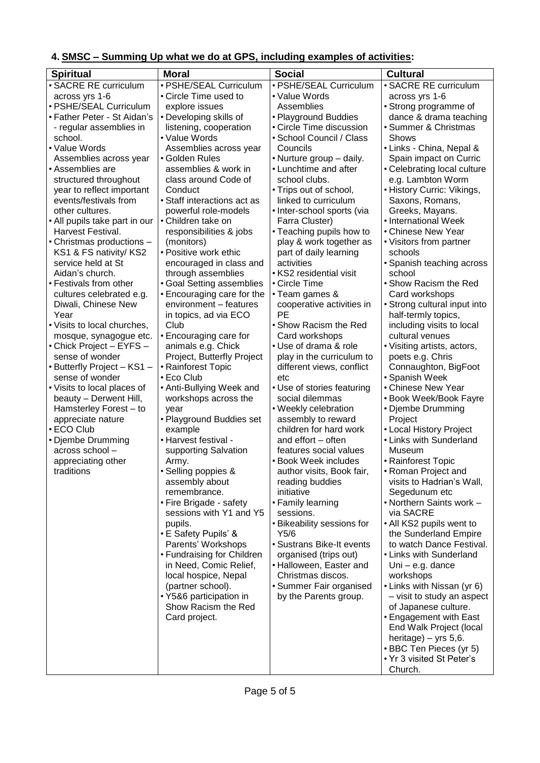## 4. SMSC – Summing Up what we do at GPS, including examples of activities:

| Spiritual | Moral | Social | Cultural |
|---|---|---|---|
| • SACRE RE curriculum across yrs 1-6<br>• PSHE/SEAL Curriculum<br>• Father Peter - St Aidan's - regular assemblies in school.<br>• Value Words Assemblies across year<br>• Assemblies are structured throughout year to reflect important events/festivals from other cultures.<br>• All pupils take part in our Harvest Festival.<br>• Christmas productions – KS1 & FS nativity/ KS2 service held at St Aidan's church.<br>• Festivals from other cultures celebrated e.g. Diwali, Chinese New Year<br>• Visits to local churches, mosque, synagogue etc.<br>• Chick Project – EYFS – sense of wonder<br>• Butterfly Project – KS1 – sense of wonder<br>• Visits to local places of beauty – Derwent Hill, Hamsterley Forest – to appreciate nature<br>• ECO Club<br>• Djembe Drumming across school – appreciating other traditions | • PSHE/SEAL Curriculum<br>• Circle Time used to explore issues<br>• Developing skills of listening, cooperation<br>• Value Words Assemblies across year<br>• Golden Rules assemblies & work in class around Code of Conduct<br>• Staff interactions act as powerful role-models<br>• Children take on responsibilities & jobs (monitors)<br>• Positive work ethic encouraged in class and through assemblies<br>• Goal Setting assemblies<br>• Encouraging care for the environment – features in topics, ad via ECO Club<br>• Encouraging care for animals e.g. Chick Project, Butterfly Project<br>• Rainforest Topic<br>• Eco Club<br>• Anti-Bullying Week and workshops across the year<br>• Playground Buddies set example<br>• Harvest festival - supporting Salvation Army.<br>• Selling poppies & assembly about remembrance.<br>• Fire Brigade - safety sessions with Y1 and Y5 pupils.<br>• E Safety Pupils' & Parents' Workshops<br>• Fundraising for Children in Need, Comic Relief, local hospice, Nepal (partner school).<br>• Y5&6 participation in Show Racism the Red Card project. | • PSHE/SEAL Curriculum<br>• Value Words Assemblies<br>• Playground Buddies<br>• Circle Time discussion<br>• School Council / Class Councils<br>• Nurture group – daily.<br>• Lunchtime and after school clubs.<br>• Trips out of school, linked to curriculum<br>• Inter-school sports (via Farra Cluster)<br>• Teaching pupils how to play & work together as part of daily learning activities<br>• KS2 residential visit<br>• Circle Time<br>• Team games & cooperative activities in PE<br>• Show Racism the Red Card workshops<br>• Use of drama & role play in the curriculum to different views, conflict etc<br>• Use of stories featuring social dilemmas<br>• Weekly celebration assembly to reward children for hard work and effort – often features social values<br>• Book Week includes author visits, Book fair, reading buddies initiative<br>• Family learning sessions.<br>• Bikeability sessions for Y5/6<br>• Sustrans Bike-It events organised (trips out)<br>• Halloween, Easter and Christmas discos.<br>• Summer Fair organised by the Parents group. | • SACRE RE curriculum across yrs 1-6<br>• Strong programme of dance & drama teaching<br>• Summer & Christmas Shows<br>• Links - China, Nepal & Spain impact on Curric<br>• Celebrating local culture e.g. Lambton Worm<br>• History Curric: Vikings, Saxons, Romans, Greeks, Mayans.<br>• International Week<br>• Chinese New Year<br>• Visitors from partner schools<br>• Spanish teaching across school<br>• Show Racism the Red Card workshops<br>• Strong cultural input into half-termly topics, including visits to local cultural venues<br>• Visiting artists, actors, poets e.g. Chris Connaughton, BigFoot<br>• Spanish Week<br>• Chinese New Year<br>• Book Week/Book Fayre<br>• Djembe Drumming Project<br>• Local History Project<br>• Links with Sunderland Museum<br>• Rainforest Topic<br>• Roman Project and visits to Hadrian's Wall, Segedunum etc<br>• Northern Saints work – via SACRE<br>• All KS2 pupils went to the Sunderland Empire to watch Dance Festival.<br>• Links with Sunderland Uni – e.g. dance workshops<br>• Links with Nissan (yr 6) – visit to study an aspect of Japanese culture.<br>• Engagement with East End Walk Project (local heritage) – yrs 5,6.<br>• BBC Ten Pieces (yr 5)<br>• Yr 3 visited St Peter's Church. |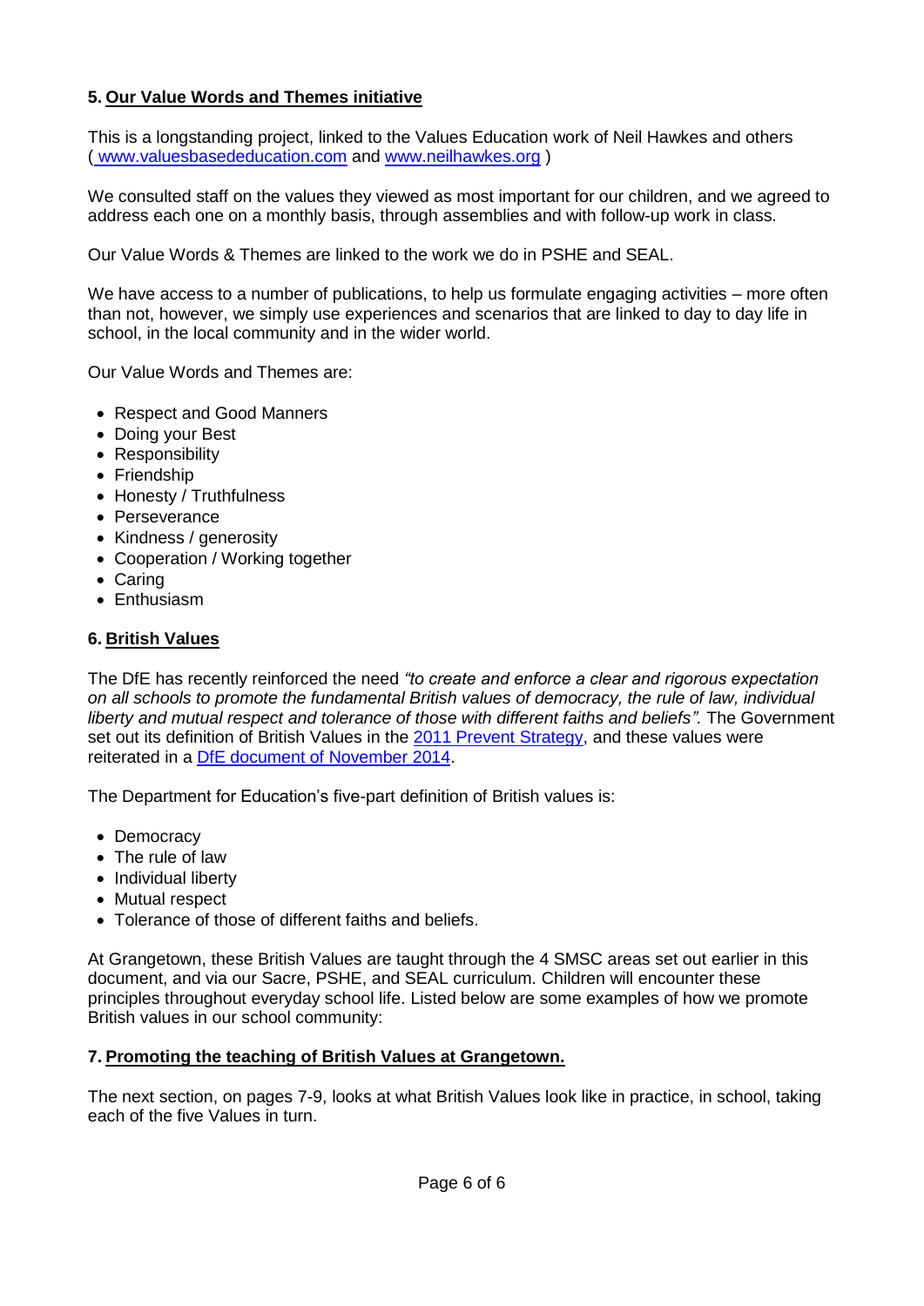## 5. Our Value Words and Themes initiative

This is a longstanding project, linked to the Values Education work of Neil Hawkes and others ( www.valuesbasededucation.com and www.neilhawkes.org )

We consulted staff on the values they viewed as most important for our children, and we agreed to address each one on a monthly basis, through assemblies and with follow-up work in class.

Our Value Words & Themes are linked to the work we do in PSHE and SEAL.

We have access to a number of publications, to help us formulate engaging activities – more often than not, however, we simply use experiences and scenarios that are linked to day to day life in school, in the local community and in the wider world.

Our Value Words and Themes are:

- Respect and Good Manners
- Doing your Best
- Responsibility
- Friendship
- Honesty / Truthfulness
- Perseverance
- Kindness / generosity
- Cooperation / Working together
- Caring
- Enthusiasm

## 6. British Values

The DfE has recently reinforced the need *"to create and enforce a clear and rigorous expectation on all schools to promote the fundamental British values of democracy, the rule of law, individual liberty and mutual respect and tolerance of those with different faiths and beliefs".* The Government set out its definition of British Values in the 2011 Prevent Strategy, and these values were reiterated in a DfE document of November 2014.

The Department for Education's five-part definition of British values is:

- Democracy
- The rule of law
- Individual liberty
- Mutual respect
- Tolerance of those of different faiths and beliefs.

At Grangetown, these British Values are taught through the 4 SMSC areas set out earlier in this document, and via our Sacre, PSHE, and SEAL curriculum. Children will encounter these principles throughout everyday school life. Listed below are some examples of how we promote British values in our school community:

## 7. Promoting the teaching of British Values at Grangetown.

The next section, on pages 7-9, looks at what British Values look like in practice, in school, taking each of the five Values in turn.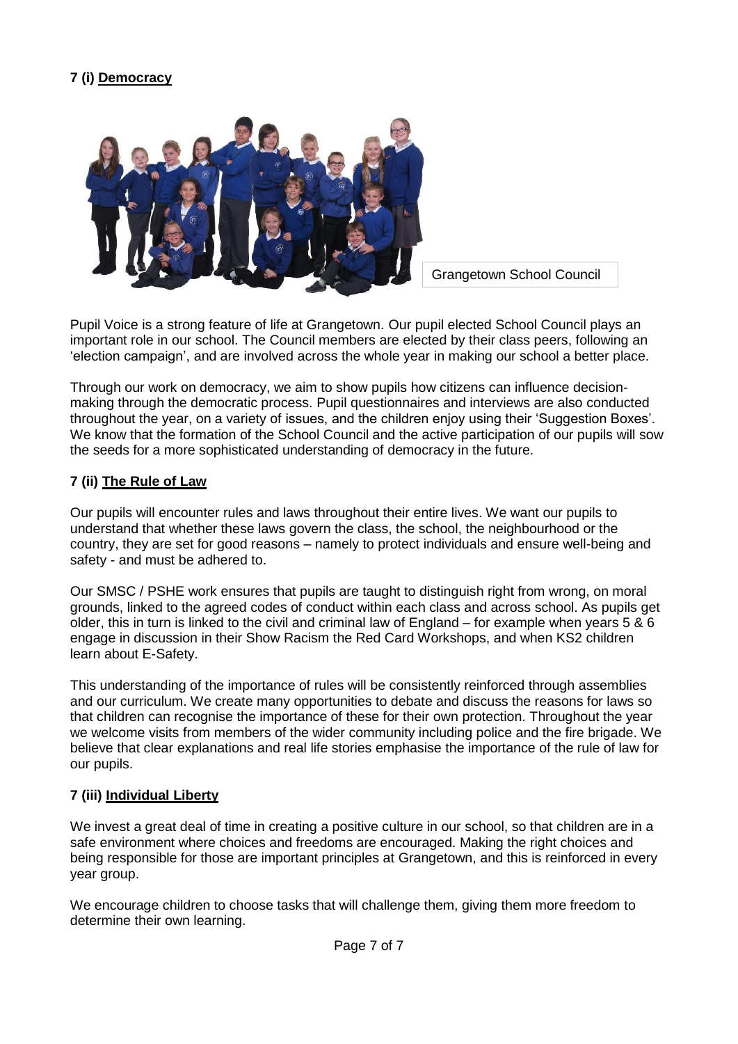## 7 (i) Democracy

Grangetown School Council

Pupil Voice is a strong feature of life at Grangetown. Our pupil elected School Council plays an important role in our school. The Council members are elected by their class peers, following an 'election campaign', and are involved across the whole year in making our school a better place.

Through our work on democracy, we aim to show pupils how citizens can influence decision-making through the democratic process. Pupil questionnaires and interviews are also conducted throughout the year, on a variety of issues, and the children enjoy using their 'Suggestion Boxes'. We know that the formation of the School Council and the active participation of our pupils will sow the seeds for a more sophisticated understanding of democracy in the future.

## 7 (ii) The Rule of Law

Our pupils will encounter rules and laws throughout their entire lives. We want our pupils to understand that whether these laws govern the class, the school, the neighbourhood or the country, they are set for good reasons – namely to protect individuals and ensure well-being and safety - and must be adhered to.

Our SMSC / PSHE work ensures that pupils are taught to distinguish right from wrong, on moral grounds, linked to the agreed codes of conduct within each class and across school. As pupils get older, this in turn is linked to the civil and criminal law of England – for example when years 5 & 6 engage in discussion in their Show Racism the Red Card Workshops, and when KS2 children learn about E-Safety.

This understanding of the importance of rules will be consistently reinforced through assemblies and our curriculum. We create many opportunities to debate and discuss the reasons for laws so that children can recognise the importance of these for their own protection. Throughout the year we welcome visits from members of the wider community including police and the fire brigade. We believe that clear explanations and real life stories emphasise the importance of the rule of law for our pupils.

## 7 (iii) Individual Liberty

We invest a great deal of time in creating a positive culture in our school, so that children are in a safe environment where choices and freedoms are encouraged. Making the right choices and being responsible for those are important principles at Grangetown, and this is reinforced in every year group.

We encourage children to choose tasks that will challenge them, giving them more freedom to determine their own learning.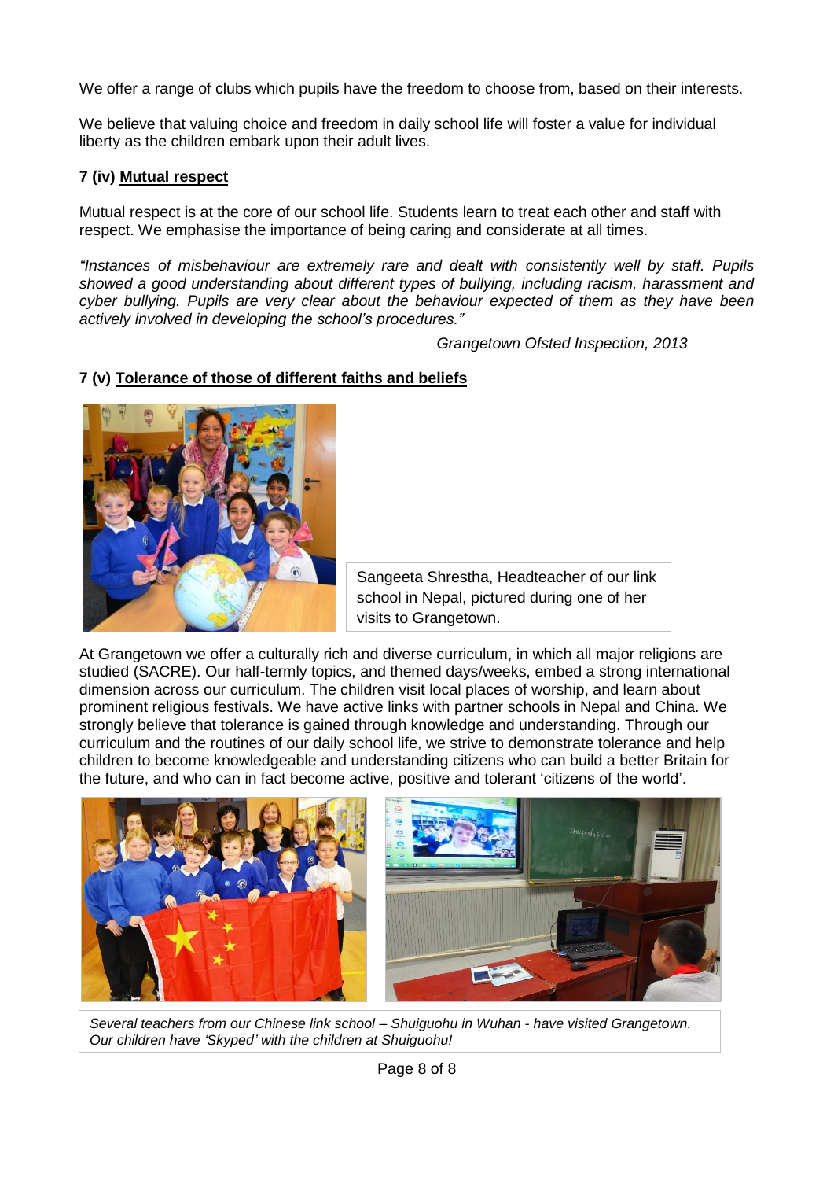We offer a range of clubs which pupils have the freedom to choose from, based on their interests.

We believe that valuing choice and freedom in daily school life will foster a value for individual liberty as the children embark upon their adult lives.

### 7 (iv) Mutual respect

Mutual respect is at the core of our school life. Students learn to treat each other and staff with respect. We emphasise the importance of being caring and considerate at all times.

*"Instances of misbehaviour are extremely rare and dealt with consistently well by staff. Pupils showed a good understanding about different types of bullying, including racism, harassment and cyber bullying. Pupils are very clear about the behaviour expected of them as they have been actively involved in developing the school's procedures."*

*Grangetown Ofsted Inspection, 2013*

### 7 (v) Tolerance of those of different faiths and beliefs

Sangeeta Shrestha, Headteacher of our link school in Nepal, pictured during one of her visits to Grangetown.

At Grangetown we offer a culturally rich and diverse curriculum, in which all major religions are studied (SACRE). Our half-termly topics, and themed days/weeks, embed a strong international dimension across our curriculum. The children visit local places of worship, and learn about prominent religious festivals. We have active links with partner schools in Nepal and China. We strongly believe that tolerance is gained through knowledge and understanding. Through our curriculum and the routines of our daily school life, we strive to demonstrate tolerance and help children to become knowledgeable and understanding citizens who can build a better Britain for the future, and who can in fact become active, positive and tolerant 'citizens of the world'.

*Several teachers from our Chinese link school – Shuiguohu in Wuhan - have visited Grangetown. Our children have 'Skyped' with the children at Shuiguohu!*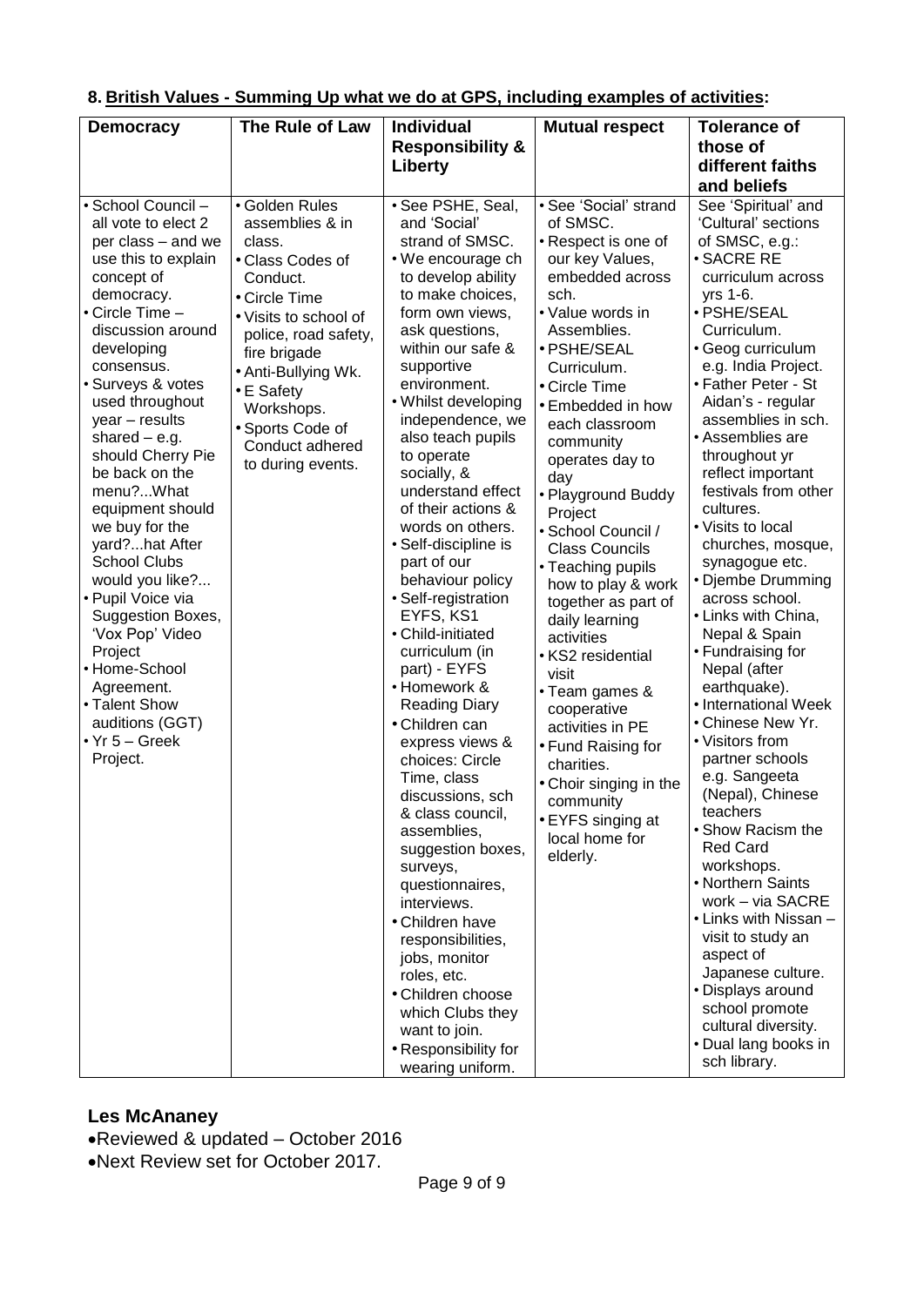## 8. British Values - Summing Up what we do at GPS, including examples of activities:

| Democracy | The Rule of Law | Individual Responsibility & Liberty | Mutual respect | Tolerance of those of different faiths and beliefs |
|---|---|---|---|---|
| • School Council – all vote to elect 2 per class – and we use this to explain concept of democracy.<br>• Circle Time – discussion around developing consensus.<br>• Surveys & votes used throughout year – results shared – e.g. should Cherry Pie be back on the menu?...What equipment should we buy for the yard?...hat After School Clubs would you like?...<br>• Pupil Voice via Suggestion Boxes, 'Vox Pop' Video Project<br>• Home-School Agreement.<br>• Talent Show auditions (GGT)<br>• Yr 5 – Greek Project. | • Golden Rules assemblies & in class.<br>• Class Codes of Conduct.<br>• Circle Time<br>• Visits to school of police, road safety, fire brigade<br>• Anti-Bullying Wk.<br>• E Safety Workshops.<br>• Sports Code of Conduct adhered to during events. | • See PSHE, Seal, and 'Social' strand of SMSC.<br>• We encourage ch to develop ability to make choices, form own views, ask questions, within our safe & supportive environment.<br>• Whilst developing independence, we also teach pupils to operate socially, & understand effect of their actions & words on others.<br>• Self-discipline is part of our behaviour policy<br>• Self-registration EYFS, KS1<br>• Child-initiated curriculum (in part) - EYFS<br>• Homework & Reading Diary<br>• Children can express views & choices: Circle Time, class discussions, sch & class council, assemblies, suggestion boxes, surveys, questionnaires, interviews.<br>• Children have responsibilities, jobs, monitor roles, etc.<br>• Children choose which Clubs they want to join.<br>• Responsibility for wearing uniform. | • See 'Social' strand of SMSC.<br>• Respect is one of our key Values, embedded across sch.<br>• Value words in Assemblies.<br>• PSHE/SEAL Curriculum.<br>• Circle Time<br>• Embedded in how each classroom community operates day to day<br>• Playground Buddy Project<br>• School Council / Class Councils<br>• Teaching pupils how to play & work together as part of daily learning activities<br>• KS2 residential visit<br>• Team games & cooperative activities in PE<br>• Fund Raising for charities.<br>• Choir singing in the community<br>• EYFS singing at local home for elderly. | See 'Spiritual' and 'Cultural' sections of SMSC, e.g.:<br>• SACRE RE curriculum across yrs 1-6.<br>• PSHE/SEAL Curriculum.<br>• Geog curriculum e.g. India Project.<br>• Father Peter - St Aidan's - regular assemblies in sch.<br>• Assemblies are throughout yr reflect important festivals from other cultures.<br>• Visits to local churches, mosque, synagogue etc.<br>• Djembe Drumming across school.<br>• Links with China, Nepal & Spain<br>• Fundraising for Nepal (after earthquake).<br>• International Week<br>• Chinese New Yr.<br>• Visitors from partner schools e.g. Sangeeta (Nepal), Chinese teachers<br>• Show Racism the Red Card workshops.<br>• Northern Saints work – via SACRE<br>• Links with Nissan – visit to study an aspect of Japanese culture.<br>• Displays around school promote cultural diversity.<br>• Dual lang books in sch library. |

**Les McAnaney**

- Reviewed & updated – October 2016
- Next Review set for October 2017.